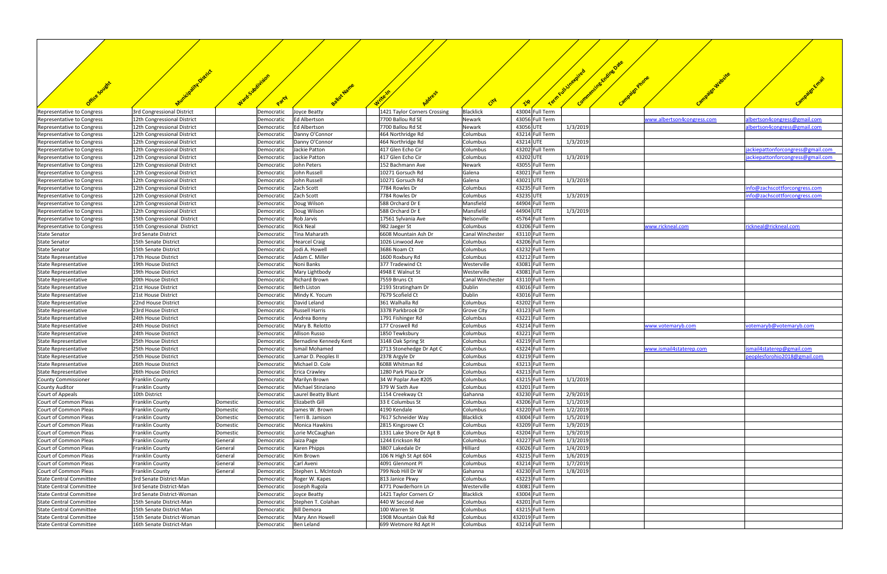| Office Sought | Municipality-District | Ward-Subdivision | Party | Ballot Name | Write-In | Address | City | Zip | Term Full-Unexpired | Commencing-Ending Date | Campaign Phone | Campaign Website | Campaign Email |
|---|---|---|---|---|---|---|---|---|---|---|---|---|---|
| Representative to Congress | 3rd Congressional District | | Democratic | Joyce Beatty | | 1421 Taylor Corners Crossing | Blacklick | 43004 | Full Term | | | | |
| Representative to Congress | 12th Congressional District | | Democratic | Ed Albertson | | 7700 Ballou Rd SE | Newark | 43056 | Full Term | | | www.albertson4congress.com | albertson4congress@gmail.com |
| Representative to Congress | 12th Congressional District | | Democratic | Ed Albertson | | 7700 Ballou Rd SE | Newark | 43056 | UTE | 1/3/2019 | | | albertson4congress@gmail.com |
| Representative to Congress | 12th Congressional District | | Democratic | Danny O'Connor | | 464 Northridge Rd | Columbus | 43214 | Full Term | | | | |
| Representative to Congress | 12th Congressional District | | Democratic | Danny O'Connor | | 464 Northridge Rd | Columbus | 43214 | UTE | 1/3/2019 | | | |
| Representative to Congress | 12th Congressional District | | Democratic | Jackie Patton | | 417 Glen Echo Cir | Columbus | 43202 | Full Term | | | | jackiepattonforcongress@gmail.com |
| Representative to Congress | 12th Congressional District | | Democratic | Jackie Patton | | 417 Glen Echo Cir | Columbus | 43202 | UTE | 1/3/2019 | | | jackiepattonforcongress@gmail.com |
| Representative to Congress | 12th Congressional District | | Democratic | John Peters | | 152 Bachmann Ave | Newark | 43055 | Full Term | | | | |
| Representative to Congress | 12th Congressional District | | Democratic | John Russell | | 10271 Gorsuch Rd | Galena | 43021 | Full Term | | | | |
| Representative to Congress | 12th Congressional District | | Democratic | John Russell | | 10271 Gorsuch Rd | Galena | 43021 | UTE | 1/3/2019 | | | |
| Representative to Congress | 12th Congressional District | | Democratic | Zach Scott | | 7784 Rowles Dr | Columbus | 43235 | Full Term | | | | info@zachscottforcongress.com |
| Representative to Congress | 12th Congressional District | | Democratic | Zach Scott | | 7784 Rowles Dr | Columbus | 43235 | UTE | 1/3/2019 | | | info@zachscottforcongress.com |
| Representative to Congress | 12th Congressional District | | Democratic | Doug Wilson | | 588 Orchard Dr E | Mansfield | 44904 | Full Term | | | | |
| Representative to Congress | 12th Congressional District | | Democratic | Doug Wilson | | 588 Orchard Dr E | Mansfield | 44904 | UTE | 1/3/2019 | | | |
| Representative to Congress | 15th Congressional District | | Democratic | Rob Jarvis | | 17561 Sylvania Ave | Nelsonville | 45764 | Full Term | | | | |
| Representative to Congress | 15th Congressional District | | Democratic | Rick Neal | | 982 Jaeger St | Columbus | 43206 | Full Term | | | www.rickneal.com | rickneal@rickneal.com |
| State Senator | 3rd Senate District | | Democratic | Tina Maharath | | 6608 Mountain Ash Dr | Canal Winchester | 43110 | Full Term | | | | |
| State Senator | 15th Senate District | | Democratic | Hearcel Craig | | 1026 Linwood Ave | Columbus | 43206 | Full Term | | | | |
| State Senator | 15th Senate District | | Democratic | Jodi A. Howell | | 3686 Noam Ct | Columbus | 43232 | Full Term | | | | |
| State Representative | 17th House District | | Democratic | Adam C. Miller | | 1600 Roxbury Rd | Columbus | 43212 | Full Term | | | | |
| State Representative | 19th House District | | Democratic | Noni Banks | | 377 Tradewind Ct | Westerville | 43081 | Full Term | | | | |
| State Representative | 19th House District | | Democratic | Mary Lightbody | | 4948 E Walnut St | Westerville | 43081 | Full Term | | | | |
| State Representative | 20th House District | | Democratic | Richard Brown | | 7559 Bruns Ct | Canal Winchester | 43110 | Full Term | | | | |
| State Representative | 21st House District | | Democratic | Beth Liston | | 2193 Stratingham Dr | Dublin | 43016 | Full Term | | | | |
| State Representative | 21st House District | | Democratic | Mindy K. Yocum | | 7679 Scofield Ct | Dublin | 43016 | Full Term | | | | |
| State Representative | 22nd House District | | Democratic | David Leland | | 361 Walhalla Rd | Columbus | 43202 | Full Term | | | | |
| State Representative | 23rd House District | | Democratic | Russell Harris | | 3378 Parkbrook Dr | Grove City | 43123 | Full Term | | | | |
| State Representative | 24th House District | | Democratic | Andrea Bonny | | 1791 Fishinger Rd | Columbus | 43221 | Full Term | | | | |
| State Representative | 24th House District | | Democratic | Mary B. Relotto | | 177 Croswell Rd | Columbus | 43214 | Full Term | | | www.votemaryb.com | votemaryb@votemaryb.com |
| State Representative | 24th House District | | Democratic | Allison Russo | | 1850 Tewksbury | Columbus | 43221 | Full Term | | | | |
| State Representative | 25th House District | | Democratic | Bernadine Kennedy Kent | | 3148 Oak Spring St | Columbus | 43219 | Full Term | | | | |
| State Representative | 25th House District | | Democratic | Ismail Mohamed | | 2713 Stonehedge Dr Apt C | Columbus | 43224 | Full Term | | | www.ismail4staterep.com | ismail4staterep@gmail.com |
| State Representative | 25th House District | | Democratic | Lamar D. Peoples II | | 2378 Argyle Dr | Columbus | 43219 | Full Term | | | | peoplesforohio2018@gmail.com |
| State Representative | 26th House District | | Democratic | Michael D. Cole | | 6088 Whitman Rd | Columbus | 43213 | Full Term | | | | |
| State Representative | 26th House District | | Democratic | Erica Crawley | | 1280 Park Plaza Dr | Columbus | 43213 | Full Term | | | | |
| County Commissioner | Franklin County | | Democratic | Marilyn Brown | | 34 W Poplar Ave #205 | Columbus | 43215 | Full Term | 1/1/2019 | | | |
| County Auditor | Franklin County | | Democratic | Michael Stinziano | | 379 W Sixth Ave | Columbus | 43201 | Full Term | | | | |
| Court of Appeals | 10th District | | Democratic | Laurel Beatty Blunt | | 1154 Creekway Ct | Gahanna | 43230 | Full Term | 2/9/2019 | | | |
| Court of Common Pleas | Franklin County | Domestic | Democratic | Elizabeth Gill | | 33 E Columbus St | Columbus | 43206 | Full Term | 1/1/2019 | | | |
| Court of Common Pleas | Franklin County | Domestic | Democratic | James W. Brown | | 4190 Kendale | Columbus | 43220 | Full Term | 1/2/2019 | | | |
| Court of Common Pleas | Franklin County | Domestic | Democratic | Terri B. Jamison | | 7617 Schneider Way | Blacklick | 43004 | Full Term | 1/5/2019 | | | |
| Court of Common Pleas | Franklin County | Domestic | Democratic | Monica Hawkins | | 2815 Kingsrowe Ct | Columbus | 43209 | Full Term | 1/9/2019 | | | |
| Court of Common Pleas | Franklin County | Domestic | Democratic | Lorie McCaughan | | 1331 Lake Shore Dr Apt B | Columbus | 43204 | Full Term | 1/9/2019 | | | |
| Court of Common Pleas | Franklin County | General | Democratic | Jaiza Page | | 1244 Erickson Rd | Columbus | 43227 | Full Term | 1/3/2019 | | | |
| Court of Common Pleas | Franklin County | General | Democratic | Karen Phipps | | 3807 Lakedale Dr | Hilliard | 43026 | Full Term | 1/4/2019 | | | |
| Court of Common Pleas | Franklin County | General | Democratic | Kim Brown | | 106 N High St Apt 604 | Columbus | 43215 | Full Term | 1/6/2019 | | | |
| Court of Common Pleas | Franklin County | General | Democratic | Carl Aveni | | 4091 Glenmont Pl | Columbus | 43214 | Full Term | 1/7/2019 | | | |
| Court of Common Pleas | Franklin County | General | Democratic | Stephen L. McIntosh | | 799 Nob Hill Dr W | Gahanna | 43230 | Full Term | 1/8/2019 | | | |
| State Central Committee | 3rd Senate District-Man | | Democratic | Roger W. Kapes | | 813 Janice Pkwy | Columbus | 43223 | Full Term | | | | |
| State Central Committee | 3rd Senate District-Man | | Democratic | Joseph Rugola | | 4771 Powderhorn Ln | Westerville | 43081 | Full Term | | | | |
| State Central Committee | 3rd Senate District-Woman | | Democratic | Joyce Beatty | | 1421 Taylor Corners Cr | Blacklick | 43004 | Full Term | | | | |
| State Central Committee | 15th Senate District-Man | | Democratic | Stephen T. Colahan | | 440 W Second Ave | Columbus | 43201 | Full Term | | | | |
| State Central Committee | 15th Senate District-Man | | Democratic | Bill Demora | | 100 Warren St | Columbus | 43215 | Full Term | | | | |
| State Central Committee | 15th Senate District-Woman | | Democratic | Mary Ann Howell | | 1908 Mountain Oak Rd | Columbus | 432019 | Full Term | | | | |
| State Central Committee | 16th Senate District-Man | | Democratic | Ben Leland | | 699 Wetmore Rd Apt H | Columbus | 43214 | Full Term | | | | |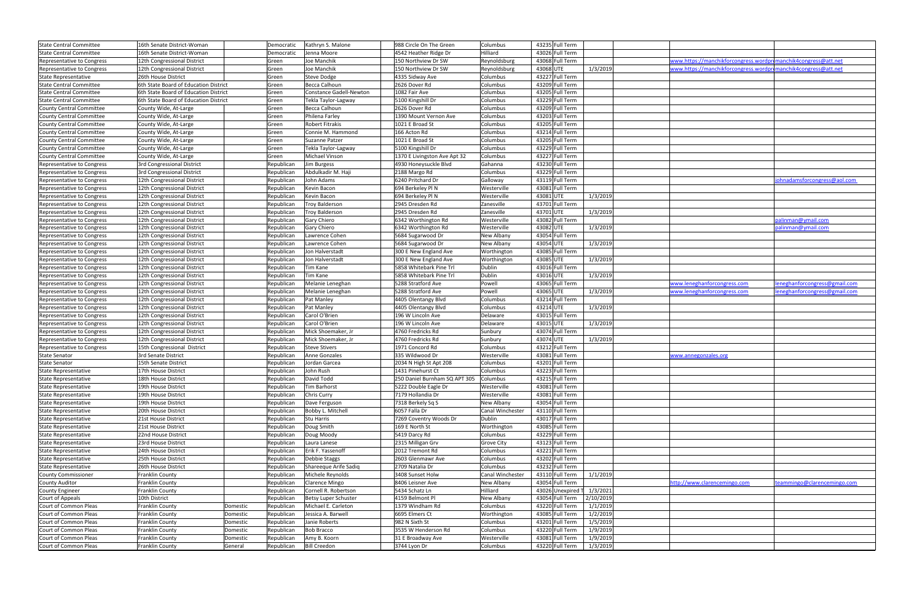| | | | | | | | | | | | | |
|---|---|---|---|---|---|---|---|---|---|---|---|---|
| State Central Committee | 16th Senate District-Woman | | Democratic | Kathryn S. Malone | 988 Circle On The Green | Columbus | 43235 | Full Term | | | | |
| State Central Committee | 16th Senate District-Woman | | Democratic | Jenna Moore | 4542 Heather Ridge Dr | Hilliard | 43026 | Full Term | | | | |
| Representative to Congress | 12th Congressional District | | Green | Joe Manchik | 150 Northview Dr SW | Reynoldsburg | 43068 | Full Term | | | www.https://manchikforcongress.wordpr | manchik4congress@att.net |
| Representative to Congress | 12th Congressional District | | Green | Joe Manchik | 150 Northview Dr SW | Reynoldsburg | 43068 | UTE | 1/3/2019 | | www.https://manchikforcongress.wordpr | manchik4congress@att.net |
| State Representative | 26th House District | | Green | Steve Dodge | 4335 Sidway Ave | Columbus | 43227 | Full Term | | | | |
| State Central Committee | 6th State Board of Education District | | Green | Becca Calhoun | 2626 Dover Rd | Columbus | 43209 | Full Term | | | | |
| State Central Committee | 6th State Board of Education District | | Green | Constance Gadell-Newton | 1082 Fair Ave | Columbus | 43205 | Full Term | | | | |
| State Central Committee | 6th State Board of Education District | | Green | Tekla Taylor-Lagway | 5100 Kingshill Dr | Columbus | 43229 | Full Term | | | | |
| County Central Committee | County Wide, At-Large | | Green | Becca Calhoun | 2626 Dover Rd | Columbus | 43209 | Full Term | | | | |
| County Central Committee | County Wide, At-Large | | Green | Philena Farley | 1390 Mount Vernon Ave | Columbus | 43203 | Full Term | | | | |
| County Central Committee | County Wide, At-Large | | Green | Robert Fitrakis | 1021 E Broad St | Columbus | 43205 | Full Term | | | | |
| County Central Committee | County Wide, At-Large | | Green | Connie M. Hammond | 166 Acton Rd | Columbus | 43214 | Full Term | | | | |
| County Central Committee | County Wide, At-Large | | Green | Suzanne Patzer | 1021 E Broad St | Columbus | 43205 | Full Term | | | | |
| County Central Committee | County Wide, At-Large | | Green | Tekla Taylor-Lagway | 5100 Kingshill Dr | Columbus | 43229 | Full Term | | | | |
| County Central Committee | County Wide, At-Large | | Green | Michael Vinson | 1370 E Livingston Ave Apt 32 | Columbus | 43227 | Full Term | | | | |
| Representative to Congress | 3rd Congressional District | | Republican | Jim Burgess | 4930 Honeysuckle Blvd | Gahanna | 43230 | Full Term | | | | |
| Representative to Congress | 3rd Congressional District | | Republican | Abdulkadir M. Haji | 2188 Margo Rd | Columbus | 43229 | Full Term | | | | |
| Representative to Congress | 12th Congressional District | | Republican | John Adams | 6240 Pritchard Dr | Galloway | 43119 | Full Term | | | | johnadamsforcongress@aol.com |
| Representative to Congress | 12th Congressional District | | Republican | Kevin Bacon | 694 Berkeley Pl N | Westerville | 43081 | Full Term | | | | |
| Representative to Congress | 12th Congressional District | | Republican | Kevin Bacon | 694 Berkeley Pl N | Westerville | 43081 | UTE | 1/3/2019 | | | |
| Representative to Congress | 12th Congressional District | | Republican | Troy Balderson | 2945 Dresden Rd | Zanesville | 43701 | Full Term | | | | |
| Representative to Congress | 12th Congressional District | | Republican | Troy Balderson | 2945 Dresden Rd | Zanesville | 43701 | UTE | 1/3/2019 | | | |
| Representative to Congress | 12th Congressional District | | Republican | Gary Chiero | 6342 Worthington Rd | Westerville | 43082 | Full Term | | | | palinman@ymail.com |
| Representative to Congress | 12th Congressional District | | Republican | Gary Chiero | 6342 Worthington Rd | Westerville | 43082 | UTE | 1/3/2019 | | | palinman@ymail.com |
| Representative to Congress | 12th Congressional District | | Republican | Lawrence Cohen | 5684 Sugarwood Dr | New Albany | 43054 | Full Term | | | | |
| Representative to Congress | 12th Congressional District | | Republican | Lawrence Cohen | 5684 Sugarwood Dr | New Albany | 43054 | UTE | 1/3/2019 | | | |
| Representative to Congress | 12th Congressional District | | Republican | Jon Halverstadt | 300 E New England Ave | Worthington | 43085 | Full Term | | | | |
| Representative to Congress | 12th Congressional District | | Republican | Jon Halverstadt | 300 E New England Ave | Worthington | 43085 | UTE | 1/3/2019 | | | |
| Representative to Congress | 12th Congressional District | | Republican | Tim Kane | 5858 Whitebark Pine Trl | Dublin | 43016 | Full Term | | | | |
| Representative to Congress | 12th Congressional District | | Republican | Tim Kane | 5858 Whitebark Pine Trl | Dublin | 43016 | UTE | 1/3/2019 | | | |
| Representative to Congress | 12th Congressional District | | Republican | Melanie Leneghan | 5288 Stratford Ave | Powell | 43065 | Full Term | | | www.leneghanforcongress.com | leneghanforcongress@gmail.com |
| Representative to Congress | 12th Congressional District | | Republican | Melanie Leneghan | 5288 Stratford Ave | Powell | 43065 | UTE | 1/3/2019 | | www.leneghanforcongress.com | leneghanforcongress@gmail.com |
| Representative to Congress | 12th Congressional District | | Republican | Pat Manley | 4405 Olentangy Blvd | Columbus | 43214 | Full Term | | | | |
| Representative to Congress | 12th Congressional District | | Republican | Pat Manley | 4405 Olentangy Blvd | Columbus | 43214 | UTE | 1/3/2019 | | | |
| Representative to Congress | 12th Congressional District | | Republican | Carol O'Brien | 196 W Lincoln Ave | Delaware | 43015 | Full Term | | | | |
| Representative to Congress | 12th Congressional District | | Republican | Carol O'Brien | 196 W Lincoln Ave | Delaware | 43015 | UTE | 1/3/2019 | | | |
| Representative to Congress | 12th Congressional District | | Republican | Mick Shoemaker, Jr | 4760 Fredricks Rd | Sunbury | 43074 | Full Term | | | | |
| Representative to Congress | 12th Congressional District | | Republican | Mick Shoemaker, Jr | 4760 Fredricks Rd | Sunbury | 43074 | UTE | 1/3/2019 | | | |
| Representative to Congress | 15th Congressional District | | Republican | Steve Stivers | 1971 Concord Rd | Columbus | 43212 | Full Term | | | | |
| State Senator | 3rd Senate District | | Republican | Anne Gonzales | 335 Wildwood Dr | Westerville | 43081 | Full Term | | | www.annegonzales.org | |
| State Senator | 15th Senate District | | Republican | Jordan Garcea | 2034 N High St Apt 208 | Columbus | 43201 | Full Term | | | | |
| State Representative | 17th House District | | Republican | John Rush | 1431 Pinehurst Ct | Columbus | 43223 | Full Term | | | | |
| State Representative | 18th House District | | Republican | David Todd | 250 Daniel Burnham SQ APT 305 | Columbus | 43215 | Full Term | | | | |
| State Representative | 19th House District | | Republican | Tim Barhorst | 5222 Double Eagle Dr | Westerville | 43081 | Full Term | | | | |
| State Representative | 19th House District | | Republican | Chris Curry | 7179 Hollandia Dr | Westerville | 43081 | Full Term | | | | |
| State Representative | 19th House District | | Republican | Dave Ferguson | 7318 Berkely Sq S | New Albany | 43054 | Full Term | | | | |
| State Representative | 20th House District | | Republican | Bobby L. Mitchell | 6057 Falla Dr | Canal Winchester | 43110 | Full Term | | | | |
| State Representative | 21st House District | | Republican | Stu Harris | 7269 Coventry Woods Dr | Dublin | 43017 | Full Term | | | | |
| State Representative | 21st House District | | Republican | Doug Smith | 169 E North St | Worthington | 43085 | Full Term | | | | |
| State Representative | 22nd House District | | Republican | Doug Moody | 5419 Darcy Rd | Columbus | 43229 | Full Term | | | | |
| State Representative | 23rd House District | | Republican | Laura Lanese | 2315 Milligan Grv | Grove City | 43123 | Full Term | | | | |
| State Representative | 24th House District | | Republican | Erik F. Yassenoff | 2012 Tremont Rd | Columbus | 43221 | Full Term | | | | |
| State Representative | 25th House District | | Republican | Debbie Staggs | 2603 Glenmawr Ave | Columbus | 43202 | Full Term | | | | |
| State Representative | 26th House District | | Republican | Shareeque Arife Sadiq | 2709 Natalia Dr | Columbus | 43232 | Full Term | | | | |
| County Commissioner | Franklin County | | Republican | Michele Reynolds | 3408 Sunset Holw | Canal Winchester | 43110 | Full Term | 1/1/2019 | | | |
| County Auditor | Franklin County | | Republican | Clarence Mingo | 8406 Leisner Ave | New Albany | 43054 | Full Term | | | http://www.clarencemingo.com | teammingo@clarencemingo.com |
| County Engineer | Franklin County | | Republican | Cornell R. Robertson | 5434 Schatz Ln | Hilliard | 43026 | Unexpired T | 1/3/2021 | | | |
| Court of Appeals | 10th District | | Republican | Betsy Luper Schuster | 4159 Belmont Pl | New Albany | 43054 | Full Term | 2/10/2019 | | | |
| Court of Common Pleas | Franklin County | Domestic | Republican | Michael E. Carleton | 1379 Windham Rd | Columbus | 43220 | Full Term | 1/1/2019 | | | |
| Court of Common Pleas | Franklin County | Domestic | Republican | Jessica A. Barwell | 6695 Elmers Ct | Worthington | 43085 | Full Term | 1/2/2019 | | | |
| Court of Common Pleas | Franklin County | Domestic | Republican | Janie Roberts | 982 N Sixth St | Columbus | 43201 | Full Term | 1/5/2019 | | | |
| Court of Common Pleas | Franklin County | Domestic | Republican | Bob Bracco | 3535 W Henderson Rd | Columbus | 43220 | Full Term | 1/9/2019 | | | |
| Court of Common Pleas | Franklin County | Domestic | Republican | Amy B. Koorn | 31 E Broadway Ave | Westerville | 43081 | Full Term | 1/9/2019 | | | |
| Court of Common Pleas | Franklin County | General | Republican | Bill Creedon | 3744 Lyon Dr | Columbus | 43220 | Full Term | 1/3/2019 | | | |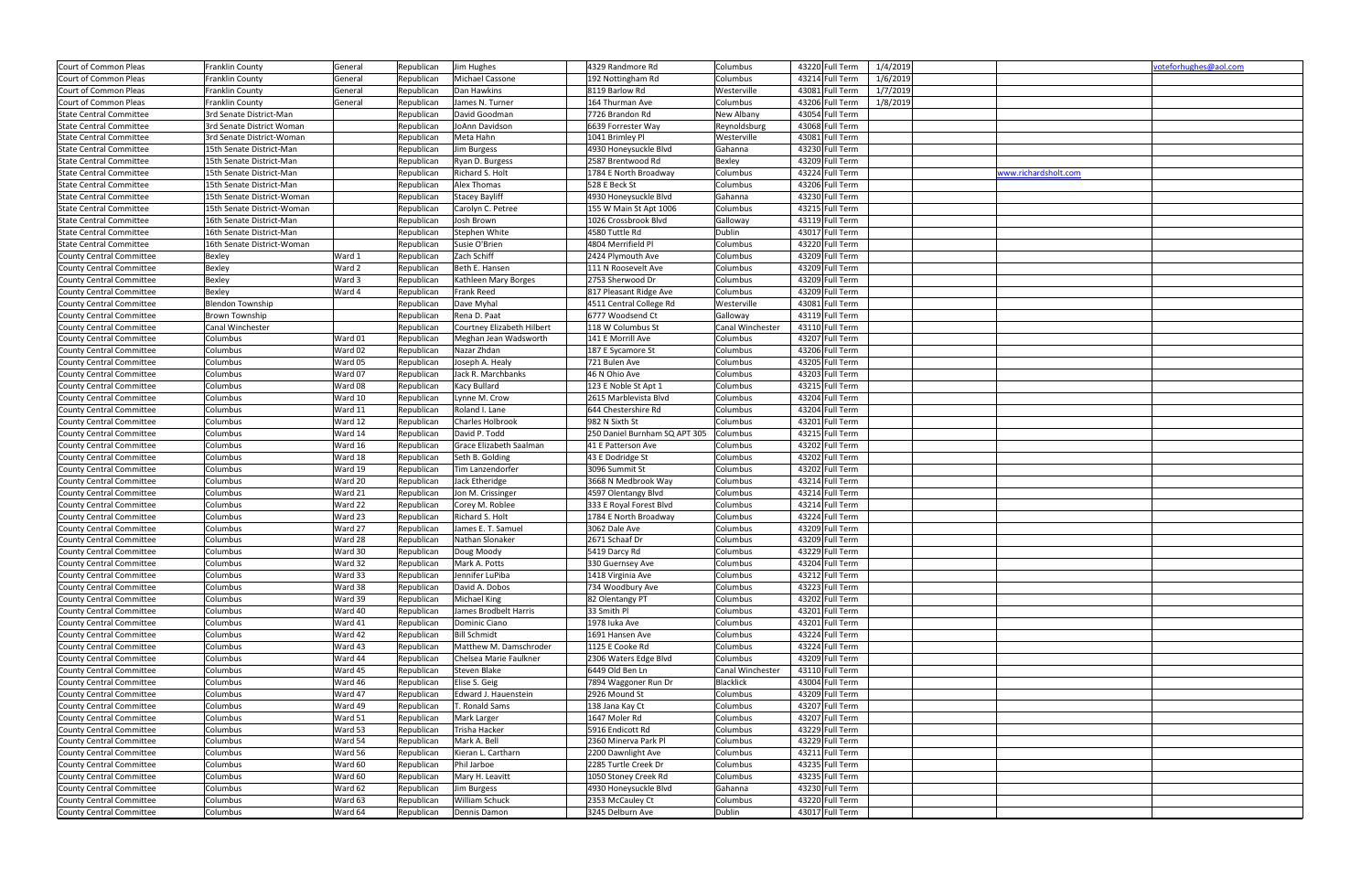| | | | | | | | | | | | | | |
|---|---|---|---|---|---|---|---|---|---|---|---|---|---|
| Court of Common Pleas | Franklin County | General | Republican | Jim Hughes | 4329 Randmore Rd | Columbus | 43220 | Full Term | 1/4/2019 | | | | voteforhughes@aol.com |
| Court of Common Pleas | Franklin County | General | Republican | Michael Cassone | 192 Nottingham Rd | Columbus | 43214 | Full Term | 1/6/2019 | | | | |
| Court of Common Pleas | Franklin County | General | Republican | Dan Hawkins | 8119 Barlow Rd | Westerville | 43081 | Full Term | 1/7/2019 | | | | |
| Court of Common Pleas | Franklin County | General | Republican | James N. Turner | 164 Thurman Ave | Columbus | 43206 | Full Term | 1/8/2019 | | | | |
| State Central Committee | 3rd Senate District-Man | | Republican | David Goodman | 7726 Brandon Rd | New Albany | 43054 | Full Term | | | | | |
| State Central Committee | 3rd Senate District Woman | | Republican | JoAnn Davidson | 6639 Forrester Way | Reynoldsburg | 43068 | Full Term | | | | | |
| State Central Committee | 3rd Senate District-Woman | | Republican | Meta Hahn | 1041 Brimley Pl | Westerville | 43081 | Full Term | | | | | |
| State Central Committee | 15th Senate District-Man | | Republican | Jim Burgess | 4930 Honeysuckle Blvd | Gahanna | 43230 | Full Term | | | | | |
| State Central Committee | 15th Senate District-Man | | Republican | Ryan D. Burgess | 2587 Brentwood Rd | Bexley | 43209 | Full Term | | | | | |
| State Central Committee | 15th Senate District-Man | | Republican | Richard S. Holt | 1784 E North Broadway | Columbus | 43224 | Full Term | | | | www.richardsholt.com | |
| State Central Committee | 15th Senate District-Man | | Republican | Alex Thomas | 528 E Beck St | Columbus | 43206 | Full Term | | | | | |
| State Central Committee | 15th Senate District-Woman | | Republican | Stacey Bayliff | 4930 Honeysuckle Blvd | Gahanna | 43230 | Full Term | | | | | |
| State Central Committee | 15th Senate District-Woman | | Republican | Carolyn C. Petree | 155 W Main St Apt 1006 | Columbus | 43215 | Full Term | | | | | |
| State Central Committee | 16th Senate District-Man | | Republican | Josh Brown | 1026 Crossbrook Blvd | Galloway | 43119 | Full Term | | | | | |
| State Central Committee | 16th Senate District-Man | | Republican | Stephen White | 4580 Tuttle Rd | Dublin | 43017 | Full Term | | | | | |
| State Central Committee | 16th Senate District-Woman | | Republican | Susie O'Brien | 4804 Merrifield Pl | Columbus | 43220 | Full Term | | | | | |
| County Central Committee | Bexley | Ward 1 | Republican | Zach Schiff | 2424 Plymouth Ave | Columbus | 43209 | Full Term | | | | | |
| County Central Committee | Bexley | Ward 2 | Republican | Beth E. Hansen | 111 N Roosevelt Ave | Columbus | 43209 | Full Term | | | | | |
| County Central Committee | Bexley | Ward 3 | Republican | Kathleen Mary Borges | 2753 Sherwood Dr | Columbus | 43209 | Full Term | | | | | |
| County Central Committee | Bexley | Ward 4 | Republican | Frank Reed | 817 Pleasant Ridge Ave | Columbus | 43209 | Full Term | | | | | |
| County Central Committee | Blendon Township | | Republican | Dave Myhal | 4511 Central College Rd | Westerville | 43081 | Full Term | | | | | |
| County Central Committee | Brown Township | | Republican | Rena D. Paat | 6777 Woodsend Ct | Galloway | 43119 | Full Term | | | | | |
| County Central Committee | Canal Winchester | | Republican | Courtney Elizabeth Hilbert | 118 W Columbus St | Canal Winchester | 43110 | Full Term | | | | | |
| County Central Committee | Columbus | Ward 01 | Republican | Meghan Jean Wadsworth | 141 E Morrill Ave | Columbus | 43207 | Full Term | | | | | |
| County Central Committee | Columbus | Ward 02 | Republican | Nazar Zhdan | 187 E Sycamore St | Columbus | 43206 | Full Term | | | | | |
| County Central Committee | Columbus | Ward 05 | Republican | Joseph A. Healy | 721 Bulen Ave | Columbus | 43205 | Full Term | | | | | |
| County Central Committee | Columbus | Ward 07 | Republican | Jack R. Marchbanks | 46 N Ohio Ave | Columbus | 43203 | Full Term | | | | | |
| County Central Committee | Columbus | Ward 08 | Republican | Kacy Bullard | 123 E Noble St Apt 1 | Columbus | 43215 | Full Term | | | | | |
| County Central Committee | Columbus | Ward 10 | Republican | Lynne M. Crow | 2615 Marblevista Blvd | Columbus | 43204 | Full Term | | | | | |
| County Central Committee | Columbus | Ward 11 | Republican | Roland I. Lane | 644 Chestershire Rd | Columbus | 43204 | Full Term | | | | | |
| County Central Committee | Columbus | Ward 12 | Republican | Charles Holbrook | 982 N Sixth St | Columbus | 43201 | Full Term | | | | | |
| County Central Committee | Columbus | Ward 14 | Republican | David P. Todd | 250 Daniel Burnham SQ APT 305 | Columbus | 43215 | Full Term | | | | | |
| County Central Committee | Columbus | Ward 16 | Republican | Grace Elizabeth Saalman | 41 E Patterson Ave | Columbus | 43202 | Full Term | | | | | |
| County Central Committee | Columbus | Ward 18 | Republican | Seth B. Golding | 43 E Dodridge St | Columbus | 43202 | Full Term | | | | | |
| County Central Committee | Columbus | Ward 19 | Republican | Tim Lanzendorfer | 3096 Summit St | Columbus | 43202 | Full Term | | | | | |
| County Central Committee | Columbus | Ward 20 | Republican | Jack Etheridge | 3668 N Medbrook Way | Columbus | 43214 | Full Term | | | | | |
| County Central Committee | Columbus | Ward 21 | Republican | Jon M. Crissinger | 4597 Olentangy Blvd | Columbus | 43214 | Full Term | | | | | |
| County Central Committee | Columbus | Ward 22 | Republican | Corey M. Roblee | 333 E Royal Forest Blvd | Columbus | 43214 | Full Term | | | | | |
| County Central Committee | Columbus | Ward 23 | Republican | Richard S. Holt | 1784 E North Broadway | Columbus | 43224 | Full Term | | | | | |
| County Central Committee | Columbus | Ward 27 | Republican | James E. T. Samuel | 3062 Dale Ave | Columbus | 43209 | Full Term | | | | | |
| County Central Committee | Columbus | Ward 28 | Republican | Nathan Slonaker | 2671 Schaaf Dr | Columbus | 43209 | Full Term | | | | | |
| County Central Committee | Columbus | Ward 30 | Republican | Doug Moody | 5419 Darcy Rd | Columbus | 43229 | Full Term | | | | | |
| County Central Committee | Columbus | Ward 32 | Republican | Mark A. Potts | 330 Guernsey Ave | Columbus | 43204 | Full Term | | | | | |
| County Central Committee | Columbus | Ward 33 | Republican | Jennifer LuPiba | 1418 Virginia Ave | Columbus | 43212 | Full Term | | | | | |
| County Central Committee | Columbus | Ward 38 | Republican | David A. Dobos | 734 Woodbury Ave | Columbus | 43223 | Full Term | | | | | |
| County Central Committee | Columbus | Ward 39 | Republican | Michael King | 82 Olentangy PT | Columbus | 43202 | Full Term | | | | | |
| County Central Committee | Columbus | Ward 40 | Republican | James Brodbelt Harris | 33 Smith Pl | Columbus | 43201 | Full Term | | | | | |
| County Central Committee | Columbus | Ward 41 | Republican | Dominic Ciano | 1978 Iuka Ave | Columbus | 43201 | Full Term | | | | | |
| County Central Committee | Columbus | Ward 42 | Republican | Bill Schmidt | 1691 Hansen Ave | Columbus | 43224 | Full Term | | | | | |
| County Central Committee | Columbus | Ward 43 | Republican | Matthew M. Damschroder | 1125 E Cooke Rd | Columbus | 43224 | Full Term | | | | | |
| County Central Committee | Columbus | Ward 44 | Republican | Chelsea Marie Faulkner | 2306 Waters Edge Blvd | Columbus | 43209 | Full Term | | | | | |
| County Central Committee | Columbus | Ward 45 | Republican | Steven Blake | 6449 Old Ben Ln | Canal Winchester | 43110 | Full Term | | | | | |
| County Central Committee | Columbus | Ward 46 | Republican | Elise S. Geig | 7894 Waggoner Run Dr | Blacklick | 43004 | Full Term | | | | | |
| County Central Committee | Columbus | Ward 47 | Republican | Edward J. Hauenstein | 2926 Mound St | Columbus | 43209 | Full Term | | | | | |
| County Central Committee | Columbus | Ward 49 | Republican | T. Ronald Sams | 138 Jana Kay Ct | Columbus | 43207 | Full Term | | | | | |
| County Central Committee | Columbus | Ward 51 | Republican | Mark Larger | 1647 Moler Rd | Columbus | 43207 | Full Term | | | | | |
| County Central Committee | Columbus | Ward 53 | Republican | Trisha Hacker | 5916 Endicott Rd | Columbus | 43229 | Full Term | | | | | |
| County Central Committee | Columbus | Ward 54 | Republican | Mark A. Bell | 2360 Minerva Park Pl | Columbus | 43229 | Full Term | | | | | |
| County Central Committee | Columbus | Ward 56 | Republican | Kieran L. Cartharn | 2200 Dawnlight Ave | Columbus | 43211 | Full Term | | | | | |
| County Central Committee | Columbus | Ward 60 | Republican | Phil Jarboe | 2285 Turtle Creek Dr | Columbus | 43235 | Full Term | | | | | |
| County Central Committee | Columbus | Ward 60 | Republican | Mary H. Leavitt | 1050 Stoney Creek Rd | Columbus | 43235 | Full Term | | | | | |
| County Central Committee | Columbus | Ward 62 | Republican | Jim Burgess | 4930 Honeysuckle Blvd | Gahanna | 43230 | Full Term | | | | | |
| County Central Committee | Columbus | Ward 63 | Republican | William Schuck | 2353 McCauley Ct | Columbus | 43220 | Full Term | | | | | |
| County Central Committee | Columbus | Ward 64 | Republican | Dennis Damon | 3245 Delburn Ave | Dublin | 43017 | Full Term | | | | | |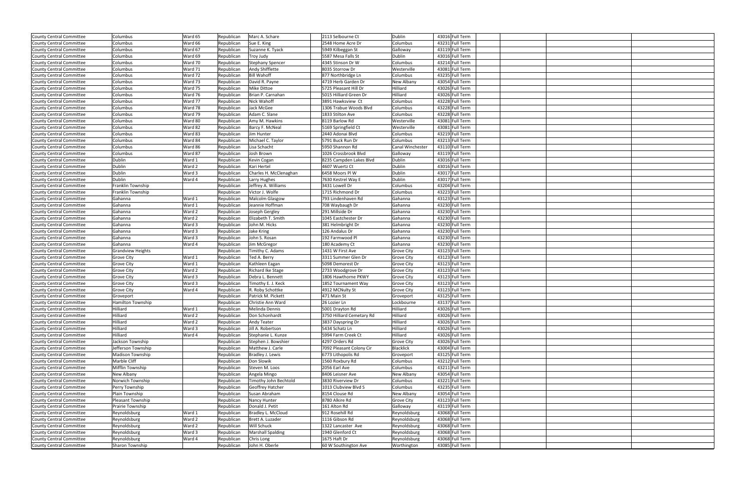| | | | | | | | | | | | | |
|---|---|---|---|---|---|---|---|---|---|---|---|---|
| County Central Committee | Columbus | Ward 65 | Republican | Marc A. Schare | 2113 Selbourne Ct | Dublin | 43016 | Full Term | | | | |
| County Central Committee | Columbus | Ward 66 | Republican | Sue E. King | 2548 Home Acre Dr | Columbus | 43231 | Full Term | | | | |
| County Central Committee | Columbus | Ward 67 | Republican | Suzanne K. Tyack | 5949 Kilbeggan St | Galloway | 43119 | Full Term | | | | |
| County Central Committee | Columbus | Ward 69 | Republican | Troy Judy | 5587 Mesa Falls St | Dublin | 43016 | Full Term | | | | |
| County Central Committee | Columbus | Ward 70 | Republican | Stephany Spencer | 4345 Stinson Dr W | Columbus | 43214 | Full Term | | | | |
| County Central Committee | Columbus | Ward 71 | Republican | Andy Shifflette | 8035 Storrow Dr | Westerville | 43081 | Full Term | | | | |
| County Central Committee | Columbus | Ward 72 | Republican | Bill Wahoff | 877 Northbridge Ln | Columbus | 43235 | Full Term | | | | |
| County Central Committee | Columbus | Ward 73 | Republican | David R. Payne | 4719 Herb Garden Dr | New Albany | 43054 | Full Term | | | | |
| County Central Committee | Columbus | Ward 75 | Republican | Mike Dittoe | 5725 Pleasant Hill Dr | Hilliard | 43026 | Full Term | | | | |
| County Central Committee | Columbus | Ward 76 | Republican | Brian P. Carnahan | 5015 Hilliard Green Dr | Hilliard | 43026 | Full Term | | | | |
| County Central Committee | Columbus | Ward 77 | Republican | Nick Wahoff | 3891 Hawksview Ct | Columbus | 43228 | Full Term | | | | |
| County Central Committee | Columbus | Ward 78 | Republican | Jack McGee | 1306 Trabue Woods Blvd | Columbus | 43228 | Full Term | | | | |
| County Central Committee | Columbus | Ward 79 | Republican | Adam C. Slane | 1833 Stilton Ave | Columbus | 43228 | Full Term | | | | |
| County Central Committee | Columbus | Ward 80 | Republican | Amy M. Hawkins | 8119 Barlow Rd | Westerville | 43081 | Full Term | | | | |
| County Central Committee | Columbus | Ward 82 | Republican | Barcy F. McNeal | 5169 Springfield Ct | Westerville | 43081 | Full Term | | | | |
| County Central Committee | Columbus | Ward 83 | Republican | Jim Hunter | 2440 Adonai Blvd | Columbus | 43219 | Full Term | | | | |
| County Central Committee | Columbus | Ward 84 | Republican | Michael C. Taylor | 5791 Buck Run Dr | Columbus | 43213 | Full Term | | | | |
| County Central Committee | Columbus | Ward 86 | Republican | Lisa Schacht | 5950 Shannon Rd | Canal Winchester | 43110 | Full Term | | | | |
| County Central Committee | Columbus | Ward 87 | Republican | Josh Brown | 1026 Crossbrook Blvd | Galloway | 43119 | Full Term | | | | |
| County Central Committee | Dublin | Ward 1 | Republican | Kevin Cogan | 8235 Campden Lakes Blvd | Dublin | 43016 | Full Term | | | | |
| County Central Committee | Dublin | Ward 2 | Republican | Kari Hertel | 4607 Wuertz Ct | Dublin | 43016 | Full Term | | | | |
| County Central Committee | Dublin | Ward 3 | Republican | Charles H. McClenaghan | 6458 Moors Pl W | Dublin | 43017 | Full Term | | | | |
| County Central Committee | Dublin | Ward 4 | Republican | Larry Hughes | 7630 Kestrel Way E | Dublin | 43017 | Full Term | | | | |
| County Central Committee | Franklin Township | | Republican | Jeffrey A. Williams | 3431 Lowell Dr | Columbus | 43204 | Full Term | | | | |
| County Central Committee | Franklin Township | | Republican | Victor J. Wolfe | 1715 Richmond Dr | Columbus | 43223 | Full Term | | | | |
| County Central Committee | Gahanna | Ward 1 | Republican | Malcolm Glasgow | 793 Lindenhaven Rd | Gahanna | 43123 | Full Term | | | | |
| County Central Committee | Gahanna | Ward 1 | Republican | Jeannie Hoffman | 708 Waybaugh Dr | Gahanna | 43230 | Full Term | | | | |
| County Central Committee | Gahanna | Ward 2 | Republican | Joseph Gergley | 291 Millside Dr | Gahanna | 43230 | Full Term | | | | |
| County Central Committee | Gahanna | Ward 2 | Republican | Elizabeth T. Smith | 1045 Eastchester Dr | Gahanna | 43230 | Full Term | | | | |
| County Central Committee | Gahanna | Ward 3 | Republican | John M. Hicks | 381 Helmbright Dr | Gahanna | 43230 | Full Term | | | | |
| County Central Committee | Gahanna | Ward 3 | Republican | Jake Kring | 126 Andalus Dr | Gahanna | 43230 | Full Term | | | | |
| County Central Committee | Gahanna | Ward 3 | Republican | John S. Rosan | 192 Farmwood Pl | Gahanna | 43230 | Full Term | | | | |
| County Central Committee | Gahanna | Ward 4 | Republican | Jim McGregor | 180 Academy Ct | Gahanna | 43230 | Full Term | | | | |
| County Central Committee | Grandview Heights | | Republican | Timithy C. Adams | 1431 W First Ave | Grove City | 43123 | Full Term | | | | |
| County Central Committee | Grove City | Ward 1 | Republican | Ted A. Berry | 3311 Summer Glen Dr | Grove City | 43123 | Full Term | | | | |
| County Central Committee | Grove City | Ward 1 | Republican | Kathleen Eagan | 5098 Demorest Dr | Grove City | 43123 | Full Term | | | | |
| County Central Committee | Grove City | Ward 2 | Republican | Richard Ike Stage | 2733 Woodgrove Dr | Grove City | 43123 | Full Term | | | | |
| County Central Committee | Grove City | Ward 3 | Republican | Debra L. Bennett | 1806 Hawthorne PKWY | Grove City | 43123 | Full Term | | | | |
| County Central Committee | Grove City | Ward 3 | Republican | Timothy E. J. Keck | 1852 Tournament Way | Grove City | 43123 | Full Term | | | | |
| County Central Committee | Grove City | Ward 4 | Republican | R. Roby Schottke | 4912 MCNulty St | Grove City | 43123 | Full Term | | | | |
| County Central Committee | Groveport | | Republican | Patrick M. Pickett | 471 Main St | Groveport | 43125 | Full Term | | | | |
| County Central Committee | Hamilton Township | | Republican | Christie Ann Ward | 26 Lozier Ln | Lockbourne | 43137 | Full Term | | | | |
| County Central Committee | Hilliard | Ward 1 | Republican | Melinda Dennis | 5001 Drayton Rd | Hilliard | 43026 | Full Term | | | | |
| County Central Committee | Hilliard | Ward 2 | Republican | Don Schonhardt | 3750 Hilliard Cemetary Rd | Hilliard | 43026 | Full Term | | | | |
| County Central Committee | Hilliard | Ward 2 | Republican | Andy Teater | 3837 Dayspring Dr | Hilliard | 43026 | Full Term | | | | |
| County Central Committee | Hilliard | Ward 3 | Republican | Jill A. Robertson | 5434 Schatz Ln | Hilliard | 43026 | Full Term | | | | |
| County Central Committee | Hilliard | Ward 4 | Republican | Stephanie L. Kunze | 5994 Farm Creek Ct | Hilliard | 43026 | Full Term | | | | |
| County Central Committee | Jackson Township | | Republican | Stephen J. Bowshier | 4297 Orders Rd | Grove City | 43026 | Full Term | | | | |
| County Central Committee | Jefferson Township | | Republican | Matthew J. Carle | 7092 Pleasant Colony Cir | Blacklick | 43004 | Full Term | | | | |
| County Central Committee | Madison Township | | Republican | Bradley J. Lewis | 6773 Lithopolis Rd | Groveport | 43125 | Full Term | | | | |
| County Central Committee | Marble Cliff | | Republican | Don Slowik | 1560 Roxbury Rd | Columbus | 43212 | Full Term | | | | |
| County Central Committee | Mifflin Township | | Republican | Steven M. Loos | 2056 Earl Ave | Columbus | 43211 | Full Term | | | | |
| County Central Committee | New Albany | | Republican | Angela Mingo | 8406 Leisner Ave | New Albany | 43054 | Full Term | | | | |
| County Central Committee | Norwich Township | | Republican | Timothy John Bechtold | 3830 Riverview Dr | Columbus | 43221 | Full Term | | | | |
| County Central Committee | Perry Township | | Republican | Geoffrey Hatcher | 1013 Clubview Blvd S | Columbus | 43235 | Full Term | | | | |
| County Central Committee | Plain Township | | Republican | Susan Abraham | 8154 Clouse Rd | New Albany | 43054 | Full Term | | | | |
| County Central Committee | Pleasant Township | | Republican | Nancy Hunter | 8780 Alkire Rd | Grove City | 43123 | Full Term | | | | |
| County Central Committee | Prairie Township | | Republican | Donald J. Petit | 161 Alton Rd | Galloway | 43119 | Full Term | | | | |
| County Central Committee | Reynoldsburg | Ward 1 | Republican | Bradley L. McCloud | 912 Rosehill Rd | Reynoldsburg | 43068 | Full Term | | | | |
| County Central Committee | Reynoldsburg | Ward 2 | Republican | Brett A. Luzader | 1116 Gibson Rd | Reynoldsburg | 43068 | Full Term | | | | |
| County Central Committee | Reynoldsburg | Ward 2 | Republican | Will Schuck | 1322 Lancaster Ave | Reynoldsburg | 43068 | Full Term | | | | |
| County Central Committee | Reynoldsburg | Ward 3 | Republican | Marshall Spalding | 1940 Glenford Ct | Reynoldsburg | 43068 | Full Term | | | | |
| County Central Committee | Reynoldsburg | Ward 4 | Republican | Chris Long | 1675 Haft Dr | Reynoldsburg | 43068 | Full Term | | | | |
| County Central Committee | Sharon Township | | Republican | John H. Oberle | 60 W Southington Ave | Worthington | 43085 | Full Term | | | | |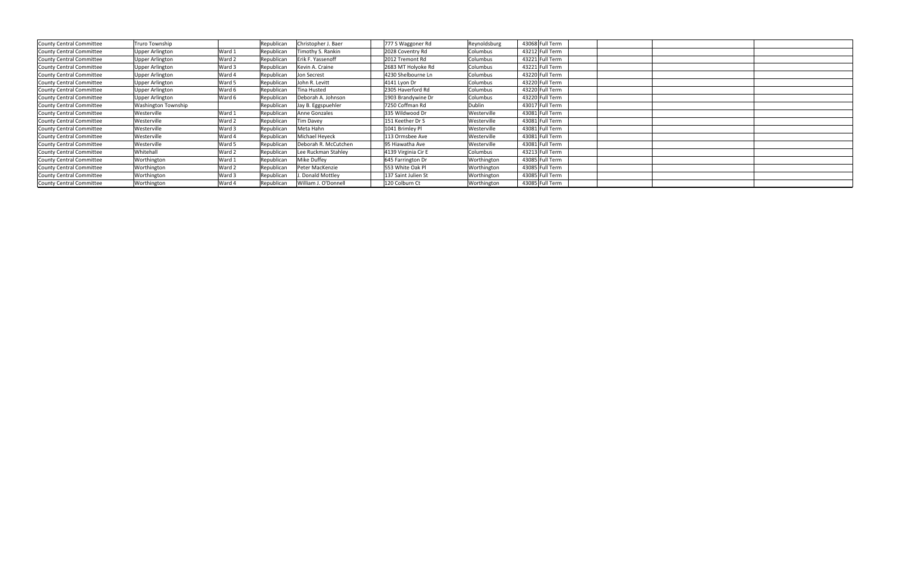| | | | | | | | | | | | | | |
|---|---|---|---|---|---|---|---|---|---|---|---|---|---|
| County Central Committee | Truro Township | | Republican | Christopher J. Baer | 777 S Waggoner Rd | Reynoldsburg | 43068 | Full Term | | | | | |
| County Central Committee | Upper Arlington | Ward 1 | Republican | Timothy S. Rankin | 2028 Coventry Rd | Columbus | 43212 | Full Term | | | | | |
| County Central Committee | Upper Arlington | Ward 2 | Republican | Erik F. Yassenoff | 2012 Tremont Rd | Columbus | 43221 | Full Term | | | | | |
| County Central Committee | Upper Arlington | Ward 3 | Republican | Kevin A. Craine | 2683 MT Holyoke Rd | Columbus | 43221 | Full Term | | | | | |
| County Central Committee | Upper Arlington | Ward 4 | Republican | Jon Secrest | 4230 Shelbourne Ln | Columbus | 43220 | Full Term | | | | | |
| County Central Committee | Upper Arlington | Ward 5 | Republican | John R. Levitt | 4141 Lyon Dr | Columbus | 43220 | Full Term | | | | | |
| County Central Committee | Upper Arlington | Ward 6 | Republican | Tina Husted | 2305 Haverford Rd | Columbus | 43220 | Full Term | | | | | |
| County Central Committee | Upper Arlington | Ward 6 | Republican | Deborah A. Johnson | 1903 Brandywine Dr | Columbus | 43220 | Full Term | | | | | |
| County Central Committee | Washington Township | | Republican | Jay B. Eggspuehler | 7250 Coffman Rd | Dublin | 43017 | Full Term | | | | | |
| County Central Committee | Westerville | Ward 1 | Republican | Anne Gonzales | 335 Wildwood Dr | Westerville | 43081 | Full Term | | | | | |
| County Central Committee | Westerville | Ward 2 | Republican | Tim Davey | 151 Keether Dr S | Westerville | 43081 | Full Term | | | | | |
| County Central Committee | Westerville | Ward 3 | Republican | Meta Hahn | 1041 Brimley Pl | Westerville | 43081 | Full Term | | | | | |
| County Central Committee | Westerville | Ward 4 | Republican | Michael Heyeck | 113 Ormsbee Ave | Westerville | 43081 | Full Term | | | | | |
| County Central Committee | Westerville | Ward 5 | Republican | Deborah R. McCutchen | 95 Hiawatha Ave | Westerville | 43081 | Full Term | | | | | |
| County Central Committee | Whitehall | Ward 2 | Republican | Lee Ruckman Stahley | 4139 Virginia Cir E | Columbus | 43213 | Full Term | | | | | |
| County Central Committee | Worthington | Ward 1 | Republican | Mike Duffey | 645 Farrington Dr | Worthington | 43085 | Full Term | | | | | |
| County Central Committee | Worthington | Ward 2 | Republican | Peter MacKenzie | 553 White Oak Pl | Worthington | 43085 | Full Term | | | | | |
| County Central Committee | Worthington | Ward 3 | Republican | J. Donald Mottley | 137 Saint Julien St | Worthington | 43085 | Full Term | | | | | |
| County Central Committee | Worthington | Ward 4 | Republican | William J. O'Donnell | 120 Colburn Ct | Worthington | 43085 | Full Term | | | | | |